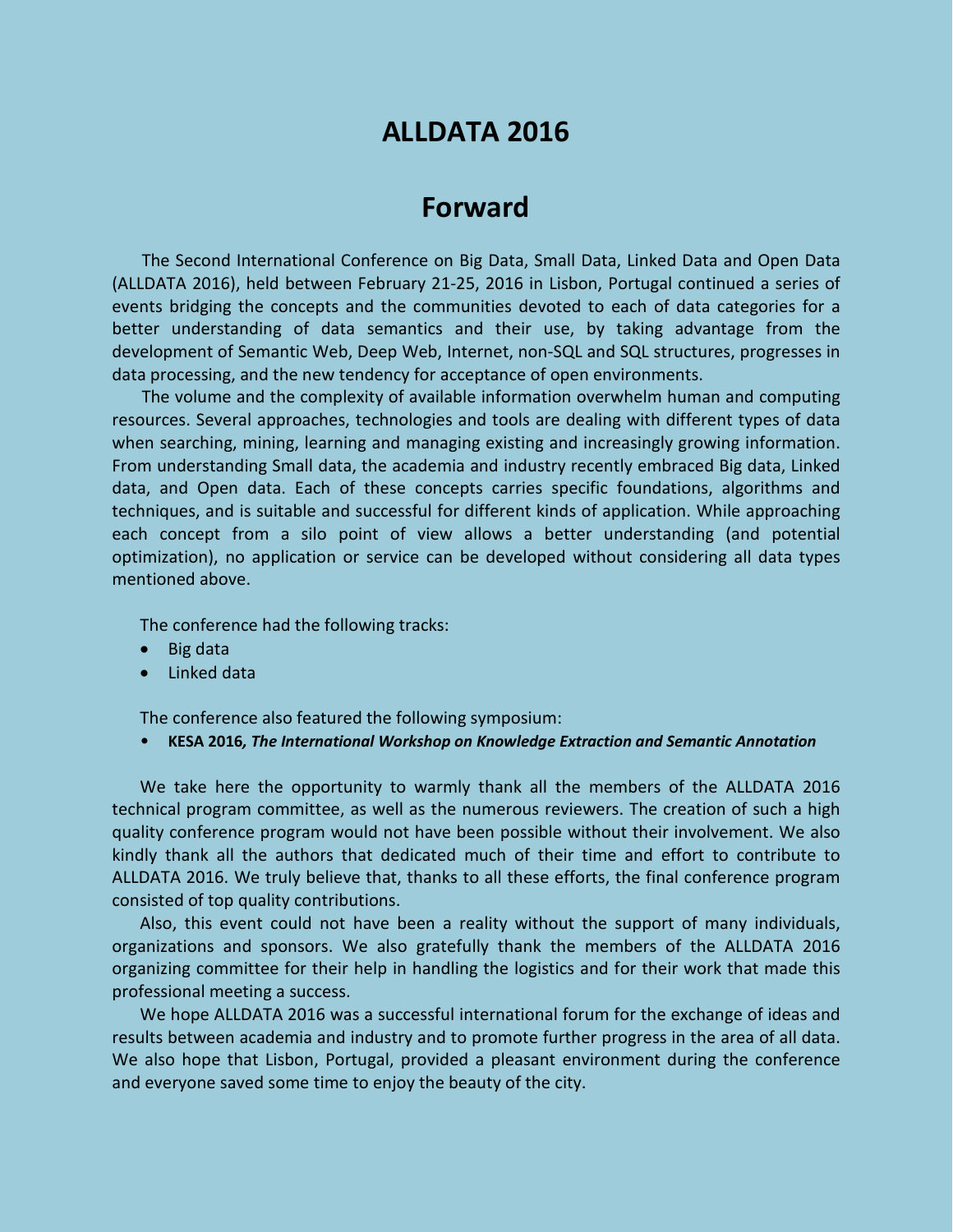# ALLDATA 2016

## Forward

The Second International Conference on Big Data, Small Data, Linked Data and Open Data (ALLDATA 2016), held between February 21-25, 2016 in Lisbon, Portugal continued a series of events bridging the concepts and the communities devoted to each of data categories for a better understanding of data semantics and their use, by taking advantage from the development of Semantic Web, Deep Web, Internet, non-SQL and SQL structures, progresses in data processing, and the new tendency for acceptance of open environments.

The volume and the complexity of available information overwhelm human and computing resources. Several approaches, technologies and tools are dealing with different types of data when searching, mining, learning and managing existing and increasingly growing information. From understanding Small data, the academia and industry recently embraced Big data, Linked data, and Open data. Each of these concepts carries specific foundations, algorithms and techniques, and is suitable and successful for different kinds of application. While approaching each concept from a silo point of view allows a better understanding (and potential optimization), no application or service can be developed without considering all data types mentioned above.

The conference had the following tracks:

- Big data
- Linked data

The conference also featured the following symposium:

- **KESA 2016*, The International Workshop on Knowledge Extraction and Semantic Annotation***

We take here the opportunity to warmly thank all the members of the ALLDATA 2016 technical program committee, as well as the numerous reviewers. The creation of such a high quality conference program would not have been possible without their involvement. We also kindly thank all the authors that dedicated much of their time and effort to contribute to ALLDATA 2016. We truly believe that, thanks to all these efforts, the final conference program consisted of top quality contributions.

Also, this event could not have been a reality without the support of many individuals, organizations and sponsors. We also gratefully thank the members of the ALLDATA 2016 organizing committee for their help in handling the logistics and for their work that made this professional meeting a success.

We hope ALLDATA 2016 was a successful international forum for the exchange of ideas and results between academia and industry and to promote further progress in the area of all data. We also hope that Lisbon, Portugal, provided a pleasant environment during the conference and everyone saved some time to enjoy the beauty of the city.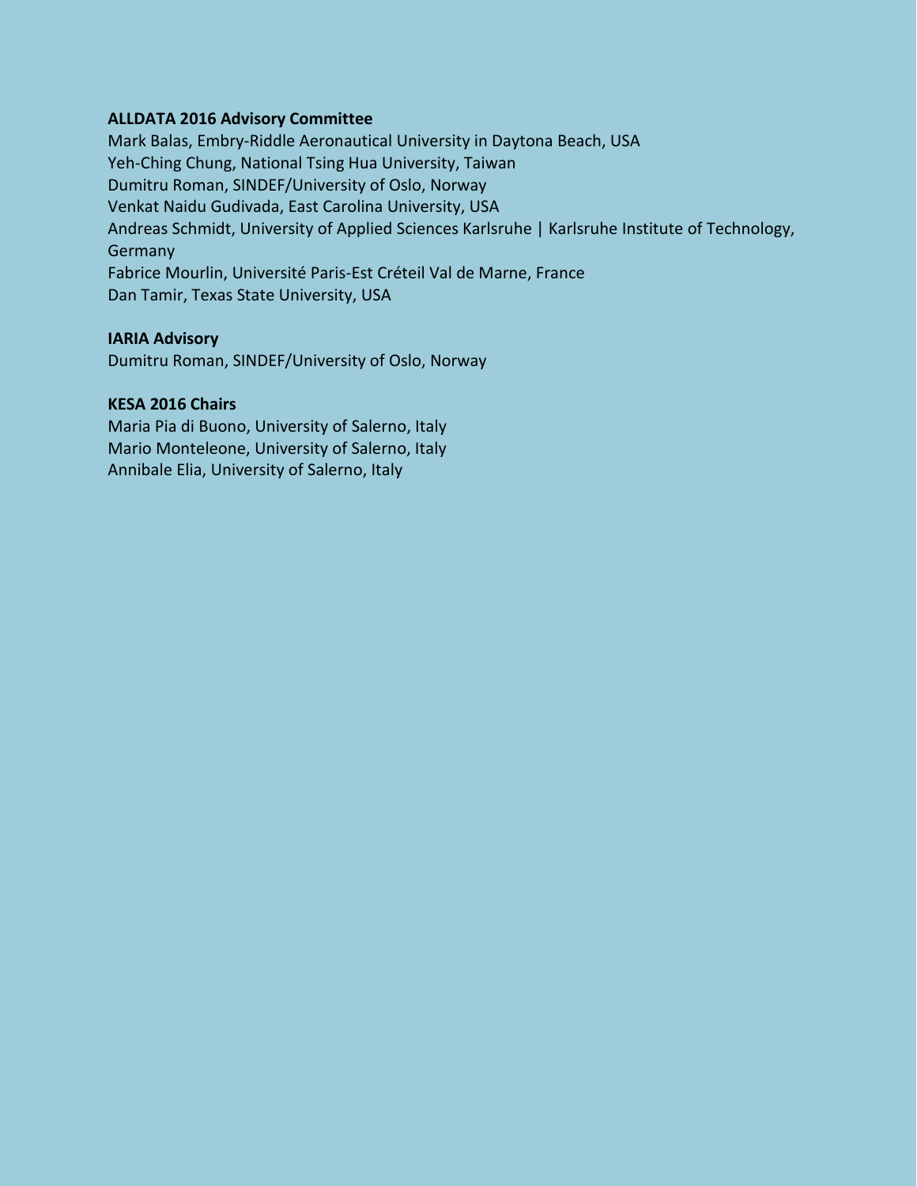**ALLDATA 2016 Advisory Committee**

Mark Balas, Embry-Riddle Aeronautical University in Daytona Beach, USA
Yeh-Ching Chung, National Tsing Hua University, Taiwan
Dumitru Roman, SINDEF/University of Oslo, Norway
Venkat Naidu Gudivada, East Carolina University, USA
Andreas Schmidt, University of Applied Sciences Karlsruhe | Karlsruhe Institute of Technology, Germany
Fabrice Mourlin, Université Paris-Est Créteil Val de Marne, France
Dan Tamir, Texas State University, USA

**IARIA Advisory**

Dumitru Roman, SINDEF/University of Oslo, Norway

**KESA 2016 Chairs**

Maria Pia di Buono, University of Salerno, Italy
Mario Monteleone, University of Salerno, Italy
Annibale Elia, University of Salerno, Italy